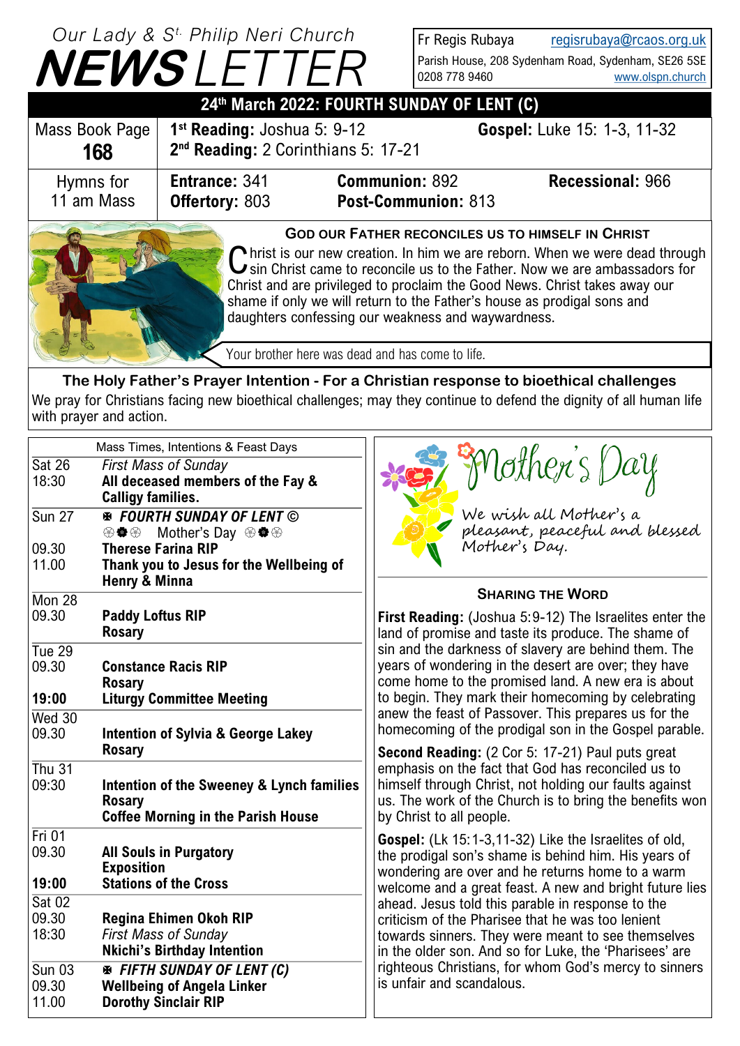# Our Lady & St. Philip Neri Church NEWSLETTER

Fr Regis Rubaya regisrubaya@rcaos.org.uk
Parish House, 208 Sydenham Road, Sydenham, SE26 5SE
0208 778 9460 www.olspn.church

## 24th March 2022: FOURTH SUNDAY OF LENT (C)

| Mass Book Page | | |
|---|---|---|
| **168** | **1st Reading:** Joshua 5: 9-12<br>**2nd Reading:** 2 Corinthians 5: 17-21 | **Gospel:** Luke 15: 1-3, 11-32 |

| Hymns for 11 am Mass | | | |
|---|---|---|---|
| | **Entrance:** 341<br>**Offertory:** 803 | **Communion:** 892<br>**Post-Communion:** 813 | **Recessional:** 966 |

### God our Father reconciles us to himself in Christ

Christ is our new creation. In him we are reborn. When we were dead through sin Christ came to reconcile us to the Father. Now we are ambassadors for Christ and are privileged to proclaim the Good News. Christ takes away our shame if only we will return to the Father's house as prodigal sons and daughters confessing our weakness and waywardness.

Your brother here was dead and has come to life.

### The Holy Father's Prayer Intention - For a Christian response to bioethical challenges

We pray for Christians facing new bioethical challenges; may they continue to defend the dignity of all human life with prayer and action.

| Mass Times, Intentions & Feast Days | |
|---|---|
| **Sat 26**<br>18:30 | *First Mass of Sunday*<br>**All deceased members of the Fay & Calligy families.** |
| **Sun 27**<br>09.30<br>11.00 | ***FOURTH SUNDAY OF LENT ©***<br>Mother's Day<br>**Therese Farina RIP**<br>**Thank you to Jesus for the Wellbeing of Henry & Minna** |
| **Mon 28**<br>09.30 | **Paddy Loftus RIP**<br>**Rosary** |
| **Tue 29**<br>09.30<br>**19:00** | **Constance Racis RIP**<br>**Rosary**<br>**Liturgy Committee Meeting** |
| **Wed 30**<br>09.30 | **Intention of Sylvia & George Lakey**<br>**Rosary** |
| **Thu 31**<br>09:30 | **Intention of the Sweeney & Lynch families**<br>**Rosary**<br>**Coffee Morning in the Parish House** |
| **Fri 01**<br>09.30<br>**19:00** | **All Souls in Purgatory**<br>**Exposition**<br>**Stations of the Cross** |
| **Sat 02**<br>09.30<br>18:30 | **Regina Ehimen Okoh RIP**<br>*First Mass of Sunday*<br>**Nkichi's Birthday Intention** |
| **Sun 03**<br>09.30<br>11.00 | ***FIFTH SUNDAY OF LENT (C)***<br>**Wellbeing of Angela Linker**<br>**Dorothy Sinclair RIP** |

## Mother's Day

We wish all Mother's a pleasant, peaceful and blessed Mother's Day.

### Sharing the Word

**First Reading:** (Joshua 5:9-12) The Israelites enter the land of promise and taste its produce. The shame of sin and the darkness of slavery are behind them. The years of wondering in the desert are over; they have come home to the promised land. A new era is about to begin. They mark their homecoming by celebrating anew the feast of Passover. This prepares us for the homecoming of the prodigal son in the Gospel parable.

**Second Reading:** (2 Cor 5: 17-21) Paul puts great emphasis on the fact that God has reconciled us to himself through Christ, not holding our faults against us. The work of the Church is to bring the benefits won by Christ to all people.

**Gospel:** (Lk 15:1-3,11-32) Like the Israelites of old, the prodigal son's shame is behind him. His years of wondering are over and he returns home to a warm welcome and a great feast. A new and bright future lies ahead. Jesus told this parable in response to the criticism of the Pharisee that he was too lenient towards sinners. They were meant to see themselves in the older son. And so for Luke, the 'Pharisees' are righteous Christians, for whom God's mercy to sinners is unfair and scandalous.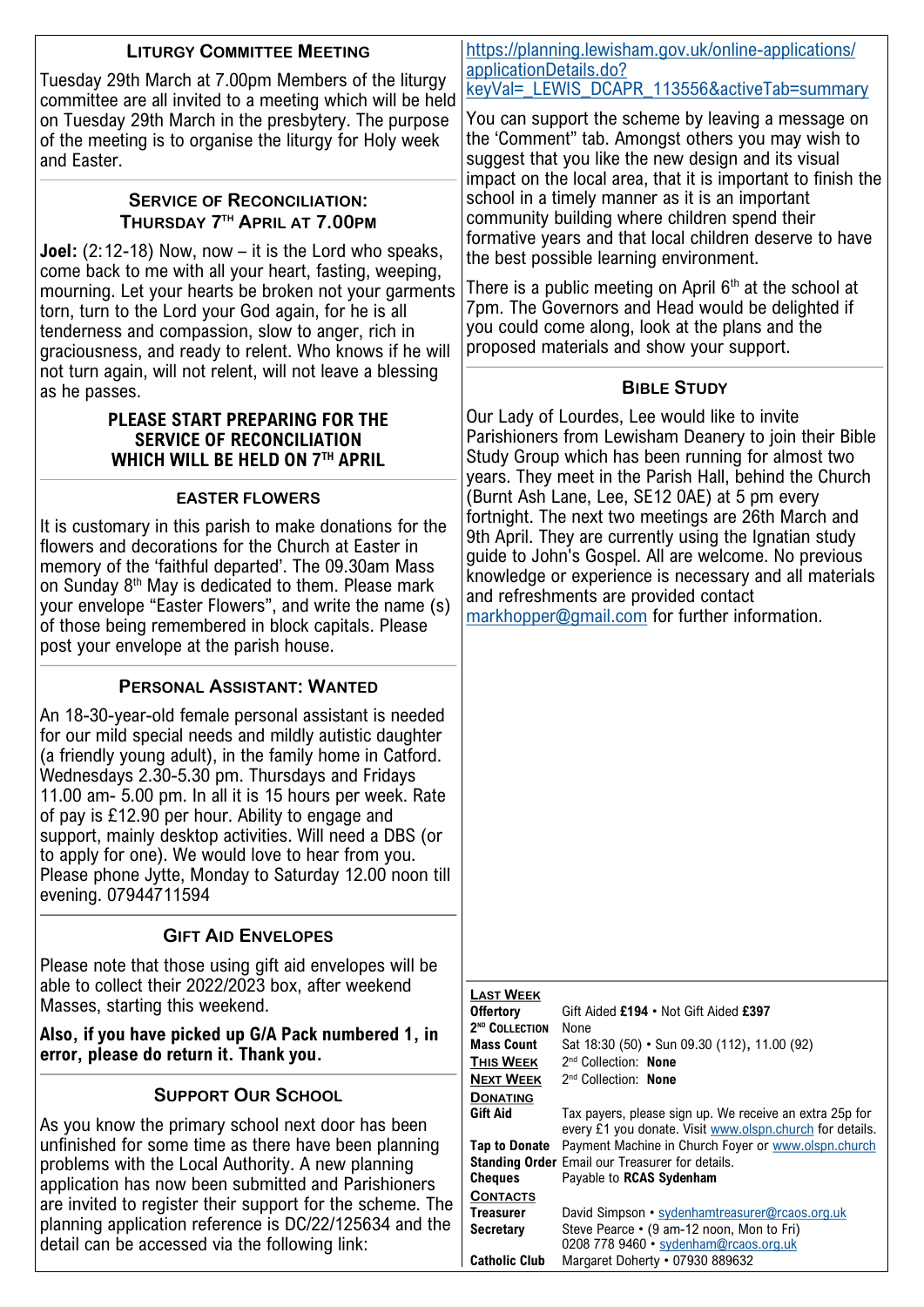## Liturgy Committee Meeting

Tuesday 29th March at 7.00pm Members of the liturgy committee are all invited to a meeting which will be held on Tuesday 29th March in the presbytery. The purpose of the meeting is to organise the liturgy for Holy week and Easter.

## Service of Reconciliation: Thursday 7th April at 7.00pm

**Joel:** (2:12-18) Now, now – it is the Lord who speaks, come back to me with all your heart, fasting, weeping, mourning. Let your hearts be broken not your garments torn, turn to the Lord your God again, for he is all tenderness and compassion, slow to anger, rich in graciousness, and ready to relent. Who knows if he will not turn again, will not relent, will not leave a blessing as he passes.

**PLEASE START PREPARING FOR THE SERVICE OF RECONCILIATION WHICH WILL BE HELD ON 7TH APRIL**

## Easter Flowers

It is customary in this parish to make donations for the flowers and decorations for the Church at Easter in memory of the 'faithful departed'. The 09.30am Mass on Sunday 8th May is dedicated to them. Please mark your envelope "Easter Flowers", and write the name (s) of those being remembered in block capitals. Please post your envelope at the parish house.

## Personal Assistant: Wanted

An 18-30-year-old female personal assistant is needed for our mild special needs and mildly autistic daughter (a friendly young adult), in the family home in Catford. Wednesdays 2.30-5.30 pm. Thursdays and Fridays 11.00 am- 5.00 pm. In all it is 15 hours per week. Rate of pay is £12.90 per hour. Ability to engage and support, mainly desktop activities. Will need a DBS (or to apply for one). We would love to hear from you. Please phone Jytte, Monday to Saturday 12.00 noon till evening. 07944711594

## Gift Aid Envelopes

Please note that those using gift aid envelopes will be able to collect their 2022/2023 box, after weekend Masses, starting this weekend.

**Also, if you have picked up G/A Pack numbered 1, in error, please do return it. Thank you.**

## Support Our School

As you know the primary school next door has been unfinished for some time as there have been planning problems with the Local Authority. A new planning application has now been submitted and Parishioners are invited to register their support for the scheme. The planning application reference is DC/22/125634 and the detail can be accessed via the following link:

https://planning.lewisham.gov.uk/online-applications/applicationDetails.do?keyVal=_LEWIS_DCAPR_113556&activeTab=summary

You can support the scheme by leaving a message on the 'Comment" tab. Amongst others you may wish to suggest that you like the new design and its visual impact on the local area, that it is important to finish the school in a timely manner as it is an important community building where children spend their formative years and that local children deserve to have the best possible learning environment.

There is a public meeting on April 6th at the school at 7pm. The Governors and Head would be delighted if you could come along, look at the plans and the proposed materials and show your support.

## Bible Study

Our Lady of Lourdes, Lee would like to invite Parishioners from Lewisham Deanery to join their Bible Study Group which has been running for almost two years. They meet in the Parish Hall, behind the Church (Burnt Ash Lane, Lee, SE12 0AE) at 5 pm every fortnight. The next two meetings are 26th March and 9th April. They are currently using the Ignatian study guide to John's Gospel. All are welcome. No previous knowledge or experience is necessary and all materials and refreshments are provided contact markhopper@gmail.com for further information.

**Last Week**

| | |
|---|---|
| **Offertory** | Gift Aided **£194** • Not Gift Aided **£397** |
| **2nd Collection** | None |
| **Mass Count** | Sat 18:30 (50) • Sun 09.30 (112), 11.00 (92) |
| **This Week** | 2nd Collection: **None** |
| **Next Week** | 2nd Collection: **None** |

**Donating**

| | |
|---|---|
| **Gift Aid** | Tax payers, please sign up. We receive an extra 25p for every £1 you donate. Visit www.olspn.church for details. |
| **Tap to Donate** | Payment Machine in Church Foyer or www.olspn.church |
| **Standing Order** | Email our Treasurer for details. |
| **Cheques** | Payable to **RCAS Sydenham** |

**Contacts**

| | |
|---|---|
| **Treasurer** | David Simpson • sydenhamtreasurer@rcaos.org.uk |
| **Secretary** | Steve Pearce • (9 am-12 noon, Mon to Fri) 0208 778 9460 • sydenham@rcaos.org.uk |
| **Catholic Club** | Margaret Doherty • 07930 889632 |